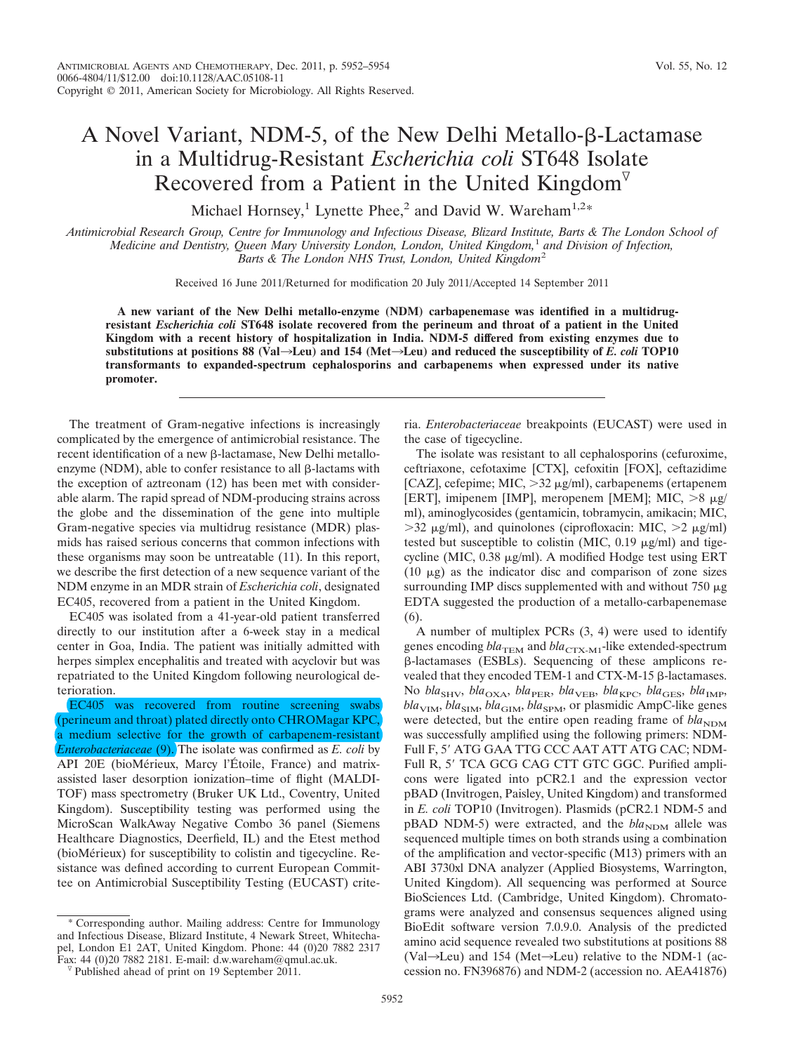# A Novel Variant, NDM-5, of the New Delhi Metallo-β-Lactamase in a Multidrug-Resistant *Escherichia coli* ST648 Isolate Recovered from a Patient in the United Kingdom[▽]

Michael Hornsey,[1] Lynette Phee,[2] and David W. Wareham[1,2*]

*Antimicrobial Research Group, Centre for Immunology and Infectious Disease, Blizard Institute, Barts & The London School of Medicine and Dentistry, Queen Mary University London, London, United Kingdom,[1] and Division of Infection, Barts & The London NHS Trust, London, United Kingdom[2]*

Received 16 June 2011/Returned for modification 20 July 2011/Accepted 14 September 2011

**A new variant of the New Delhi metallo-enzyme (NDM) carbapenemase was identified in a multidrug-resistant *Escherichia coli* ST648 isolate recovered from the perineum and throat of a patient in the United Kingdom with a recent history of hospitalization in India. NDM-5 differed from existing enzymes due to substitutions at positions 88 (Val→Leu) and 154 (Met→Leu) and reduced the susceptibility of *E. coli* TOP10 transformants to expanded-spectrum cephalosporins and carbapenems when expressed under its native promoter.**

---

The treatment of Gram-negative infections is increasingly complicated by the emergence of antimicrobial resistance. The recent identification of a new β-lactamase, New Delhi metallo-enzyme (NDM), able to confer resistance to all β-lactams with the exception of aztreonam (12) has been met with considerable alarm. The rapid spread of NDM-producing strains across the globe and the dissemination of the gene into multiple Gram-negative species via multidrug resistance (MDR) plasmids has raised serious concerns that common infections with these organisms may soon be untreatable (11). In this report, we describe the first detection of a new sequence variant of the NDM enzyme in an MDR strain of *Escherichia coli*, designated EC405, recovered from a patient in the United Kingdom.

EC405 was isolated from a 41-year-old patient transferred directly to our institution after a 6-week stay in a medical center in Goa, India. The patient was initially admitted with herpes simplex encephalitis and treated with acyclovir but was repatriated to the United Kingdom following neurological deterioration.

EC405 was recovered from routine screening swabs (perineum and throat) plated directly onto CHROMagar KPC, a medium selective for the growth of carbapenem-resistant *Enterobacteriaceae* (9). The isolate was confirmed as *E. coli* by API 20E (bioMérieux, Marcy l'Étoile, France) and matrix-assisted laser desorption ionization–time of flight (MALDI-TOF) mass spectrometry (Bruker UK Ltd., Coventry, United Kingdom). Susceptibility testing was performed using the MicroScan WalkAway Negative Combo 36 panel (Siemens Healthcare Diagnostics, Deerfield, IL) and the Etest method (bioMérieux) for susceptibility to colistin and tigecycline. Resistance was defined according to current European Committee on Antimicrobial Susceptibility Testing (EUCAST) criteria. *Enterobacteriaceae* breakpoints (EUCAST) were used in the case of tigecycline.

The isolate was resistant to all cephalosporins (cefuroxime, ceftriaxone, cefotaxime [CTX], cefoxitin [FOX], ceftazidime [CAZ], cefepime; MIC, >32 μg/ml), carbapenems (ertapenem [ERT], imipenem [IMP], meropenem [MEM]; MIC, >8 μg/ml), aminoglycosides (gentamicin, tobramycin, amikacin; MIC, >32 μg/ml), and quinolones (ciprofloxacin: MIC, >2 μg/ml) tested but susceptible to colistin (MIC, 0.19 μg/ml) and tigecycline (MIC, 0.38 μg/ml). A modified Hodge test using ERT (10 μg) as the indicator disc and comparison of zone sizes surrounding IMP discs supplemented with and without 750 μg EDTA suggested the production of a metallo-carbapenemase (6).

A number of multiplex PCRs (3, 4) were used to identify genes encoding $bla_{TEM}$ and $bla_{CTX-M1}$-like extended-spectrum β-lactamases (ESBLs). Sequencing of these amplicons revealed that they encoded TEM-1 and CTX-M-15 β-lactamases. No $bla_{SHV}$, $bla_{OXA}$, $bla_{PER}$, $bla_{VEB}$, $bla_{KPC}$, $bla_{GES}$, $bla_{IMP}$, $bla_{VIM}$, $bla_{SIM}$, $bla_{GIM}$, $bla_{SPM}$, or plasmidic AmpC-like genes were detected, but the entire open reading frame of $bla_{NDM}$ was successfully amplified using the following primers: NDM-Full F, 5′ ATG GAA TTG CCC AAT ATT ATG CAC; NDM-Full R, 5′ TCA GCG CAG CTT GTC GGC. Purified amplicons were ligated into pCR2.1 and the expression vector pBAD (Invitrogen, Paisley, United Kingdom) and transformed in *E. coli* TOP10 (Invitrogen). Plasmids (pCR2.1 NDM-5 and pBAD NDM-5) were extracted, and the $bla_{NDM}$ allele was sequenced multiple times on both strands using a combination of the amplification and vector-specific (M13) primers with an ABI 3730xl DNA analyzer (Applied Biosystems, Warrington, United Kingdom). All sequencing was performed at Source BioSciences Ltd. (Cambridge, United Kingdom). Chromatograms were analyzed and consensus sequences aligned using BioEdit software version 7.0.9.0. Analysis of the predicted amino acid sequence revealed two substitutions at positions 88 (Val→Leu) and 154 (Met→Leu) relative to the NDM-1 (accession no. FN396876) and NDM-2 (accession no. AEA41876)

---

\* Corresponding author. Mailing address: Centre for Immunology and Infectious Disease, Blizard Institute, 4 Newark Street, Whitechapel, London E1 2AT, United Kingdom. Phone: 44 (0)20 7882 2317. Fax: 44 (0)20 7882 2181. E-mail: d.w.wareham@qmul.ac.uk.

▽ Published ahead of print on 19 September 2011.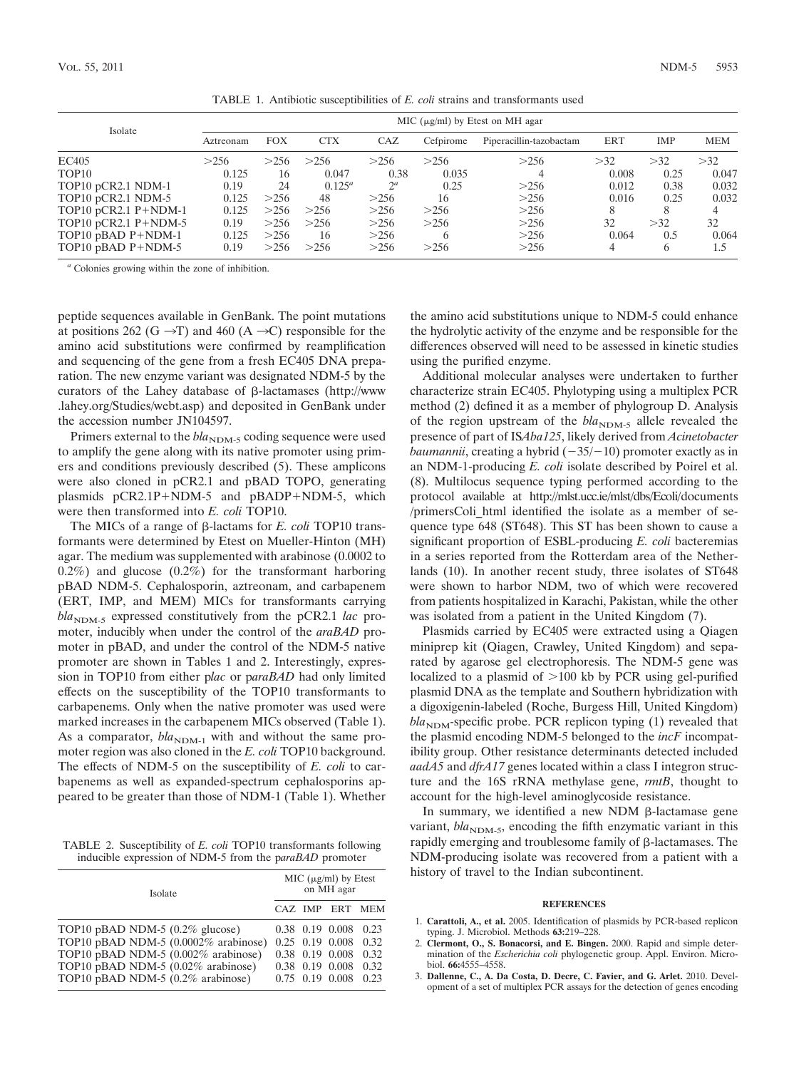TABLE 1. Antibiotic susceptibilities of *E. coli* strains and transformants used

| Isolate | MIC (μg/ml) by Etest on MH agar | | | | | | | | |
|---|---|---|---|---|---|---|---|---|---|
| | Aztreonam | FOX | CTX | CAZ | Cefpirome | Piperacillin-tazobactam | ERT | IMP | MEM |
| EC405 | >256 | >256 | >256 | >256 | >256 | >256 | >32 | >32 | >32 |
| TOP10 | 0.125 | 16 | 0.047 | 0.38 | 0.035 | 4 | 0.008 | 0.25 | 0.047 |
| TOP10 pCR2.1 NDM-1 | 0.19 | 24 | 0.125[a] | 2[a] | 0.25 | >256 | 0.012 | 0.38 | 0.032 |
| TOP10 pCR2.1 NDM-5 | 0.125 | >256 | 48 | >256 | 16 | >256 | 0.016 | 0.25 | 0.032 |
| TOP10 pCR2.1 P+NDM-1 | 0.125 | >256 | >256 | >256 | >256 | >256 | 8 | 8 | 4 |
| TOP10 pCR2.1 P+NDM-5 | 0.19 | >256 | >256 | >256 | >256 | >256 | 32 | >32 | 32 |
| TOP10 pBAD P+NDM-1 | 0.125 | >256 | 16 | >256 | 6 | >256 | 0.064 | 0.5 | 0.064 |
| TOP10 pBAD P+NDM-5 | 0.19 | >256 | >256 | >256 | >256 | >256 | 4 | 6 | 1.5 |

[a] Colonies growing within the zone of inhibition.

peptide sequences available in GenBank. The point mutations at positions 262 (G →T) and 460 (A →C) responsible for the amino acid substitutions were confirmed by reamplification and sequencing of the gene from a fresh EC405 DNA preparation. The new enzyme variant was designated NDM-5 by the curators of the Lahey database of β-lactamases (http://www.lahey.org/Studies/webt.asp) and deposited in GenBank under the accession number JN104597.

Primers external to the $bla_{NDM-5}$ coding sequence were used to amplify the gene along with its native promoter using primers and conditions previously described (5). These amplicons were also cloned in pCR2.1 and pBAD TOPO, generating plasmids pCR2.1P+NDM-5 and pBADP+NDM-5, which were then transformed into *E. coli* TOP10.

The MICs of a range of β-lactams for *E. coli* TOP10 transformants were determined by Etest on Mueller-Hinton (MH) agar. The medium was supplemented with arabinose (0.0002 to 0.2%) and glucose (0.2%) for the transformant harboring pBAD NDM-5. Cephalosporin, aztreonam, and carbapenem (ERT, IMP, and MEM) MICs for transformants carrying $bla_{NDM-5}$ expressed constitutively from the pCR2.1 *lac* promoter, inducibly when under the control of the *araBAD* promoter in pBAD, and under the control of the NDM-5 native promoter are shown in Tables 1 and 2. Interestingly, expression in TOP10 from either p*lac* or p*araBAD* had only limited effects on the susceptibility of the TOP10 transformants to carbapenems. Only when the native promoter was used were marked increases in the carbapenem MICs observed (Table 1). As a comparator, $bla_{NDM-1}$ with and without the same promoter region was also cloned in the *E. coli* TOP10 background. The effects of NDM-5 on the susceptibility of *E. coli* to carbapenems as well as expanded-spectrum cephalosporins appeared to be greater than those of NDM-1 (Table 1). Whether the amino acid substitutions unique to NDM-5 could enhance the hydrolytic activity of the enzyme and be responsible for the differences observed will need to be assessed in kinetic studies using the purified enzyme.

TABLE 2. Susceptibility of *E. coli* TOP10 transformants following inducible expression of NDM-5 from the p*araBAD* promoter

| Isolate | MIC (μg/ml) by Etest on MH agar | | | |
|---|---|---|---|---|
| | CAZ | IMP | ERT | MEM |
| TOP10 pBAD NDM-5 (0.2% glucose) | 0.38 | 0.19 | 0.008 | 0.23 |
| TOP10 pBAD NDM-5 (0.0002% arabinose) | 0.25 | 0.19 | 0.008 | 0.32 |
| TOP10 pBAD NDM-5 (0.002% arabinose) | 0.38 | 0.19 | 0.008 | 0.32 |
| TOP10 pBAD NDM-5 (0.02% arabinose) | 0.38 | 0.19 | 0.008 | 0.32 |
| TOP10 pBAD NDM-5 (0.2% arabinose) | 0.75 | 0.19 | 0.008 | 0.23 |

Additional molecular analyses were undertaken to further characterize strain EC405. Phylotyping using a multiplex PCR method (2) defined it as a member of phylogroup D. Analysis of the region upstream of the $bla_{NDM-5}$ allele revealed the presence of part of IS*Aba125*, likely derived from *Acinetobacter baumannii*, creating a hybrid (−35/−10) promoter exactly as in an NDM-1-producing *E. coli* isolate described by Poirel et al. (8). Multilocus sequence typing performed according to the protocol available at http://mlst.ucc.ie/mlst/dbs/Ecoli/documents/primersColi_html identified the isolate as a member of sequence type 648 (ST648). This ST has been shown to cause a significant proportion of ESBL-producing *E. coli* bacteremias in a series reported from the Rotterdam area of the Netherlands (10). In another recent study, three isolates of ST648 were shown to harbor NDM, two of which were recovered from patients hospitalized in Karachi, Pakistan, while the other was isolated from a patient in the United Kingdom (7).

Plasmids carried by EC405 were extracted using a Qiagen miniprep kit (Qiagen, Crawley, United Kingdom) and separated by agarose gel electrophoresis. The NDM-5 gene was localized to a plasmid of >100 kb by PCR using gel-purified plasmid DNA as the template and Southern hybridization with a digoxigenin-labeled (Roche, Burgess Hill, United Kingdom) $bla_{NDM}$-specific probe. PCR replicon typing (1) revealed that the plasmid encoding NDM-5 belonged to the *incF* incompatibility group. Other resistance determinants detected included *aadA5* and *dfrA17* genes located within a class I integron structure and the 16S rRNA methylase gene, *rmtB*, thought to account for the high-level aminoglycoside resistance.

In summary, we identified a new NDM β-lactamase gene variant, $bla_{NDM-5}$, encoding the fifth enzymatic variant in this rapidly emerging and troublesome family of β-lactamases. The NDM-producing isolate was recovered from a patient with a history of travel to the Indian subcontinent.

## REFERENCES

1. **Carattoli, A., et al.** 2005. Identification of plasmids by PCR-based replicon typing. J. Microbiol. Methods **63:**219–228.
2. **Clermont, O., S. Bonacorsi, and E. Bingen.** 2000. Rapid and simple determination of the *Escherichia coli* phylogenetic group. Appl. Environ. Microbiol. **66:**4555–4558.
3. **Dallenne, C., A. Da Costa, D. Decre, C. Favier, and G. Arlet.** 2010. Development of a set of multiplex PCR assays for the detection of genes encoding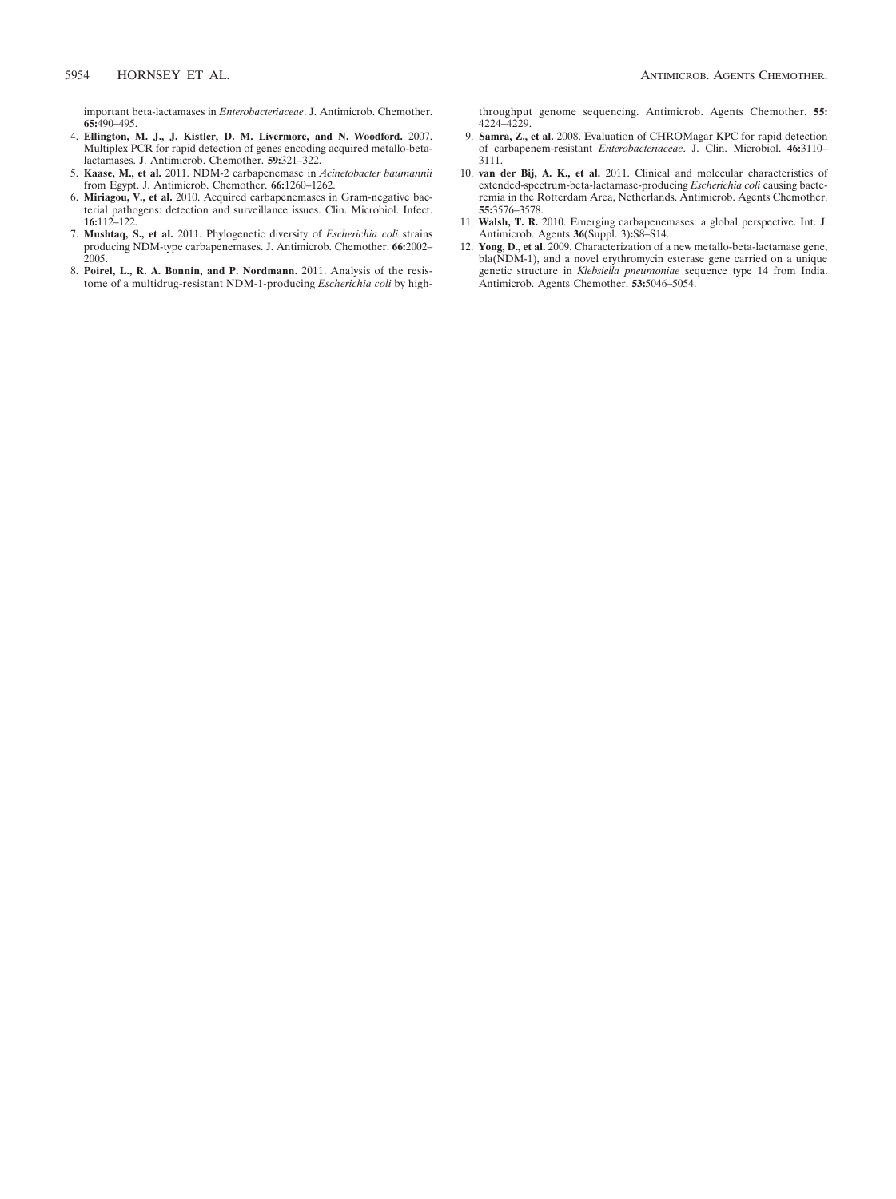important beta-lactamases in *Enterobacteriaceae*. J. Antimicrob. Chemother. **65:**490–495.

4. **Ellington, M. J., J. Kistler, D. M. Livermore, and N. Woodford.** 2007. Multiplex PCR for rapid detection of genes encoding acquired metallo-beta-lactamases. J. Antimicrob. Chemother. **59:**321–322.
5. **Kaase, M., et al.** 2011. NDM-2 carbapenemase in *Acinetobacter baumannii* from Egypt. J. Antimicrob. Chemother. **66:**1260–1262.
6. **Miriagou, V., et al.** 2010. Acquired carbapenemases in Gram-negative bacterial pathogens: detection and surveillance issues. Clin. Microbiol. Infect. **16:**112–122.
7. **Mushtaq, S., et al.** 2011. Phylogenetic diversity of *Escherichia coli* strains producing NDM-type carbapenemases. J. Antimicrob. Chemother. **66:**2002–2005.
8. **Poirel, L., R. A. Bonnin, and P. Nordmann.** 2011. Analysis of the resistome of a multidrug-resistant NDM-1-producing *Escherichia coli* by high-throughput genome sequencing. Antimicrob. Agents Chemother. **55:** 4224–4229.
9. **Samra, Z., et al.** 2008. Evaluation of CHROMagar KPC for rapid detection of carbapenem-resistant *Enterobacteriaceae*. J. Clin. Microbiol. **46:**3110–3111.
10. **van der Bij, A. K., et al.** 2011. Clinical and molecular characteristics of extended-spectrum-beta-lactamase-producing *Escherichia coli* causing bacteremia in the Rotterdam Area, Netherlands. Antimicrob. Agents Chemother. **55:**3576–3578.
11. **Walsh, T. R.** 2010. Emerging carbapenemases: a global perspective. Int. J. Antimicrob. Agents **36**(Suppl. 3)**:**S8–S14.
12. **Yong, D., et al.** 2009. Characterization of a new metallo-beta-lactamase gene, bla(NDM-1), and a novel erythromycin esterase gene carried on a unique genetic structure in *Klebsiella pneumoniae* sequence type 14 from India. Antimicrob. Agents Chemother. **53:**5046–5054.